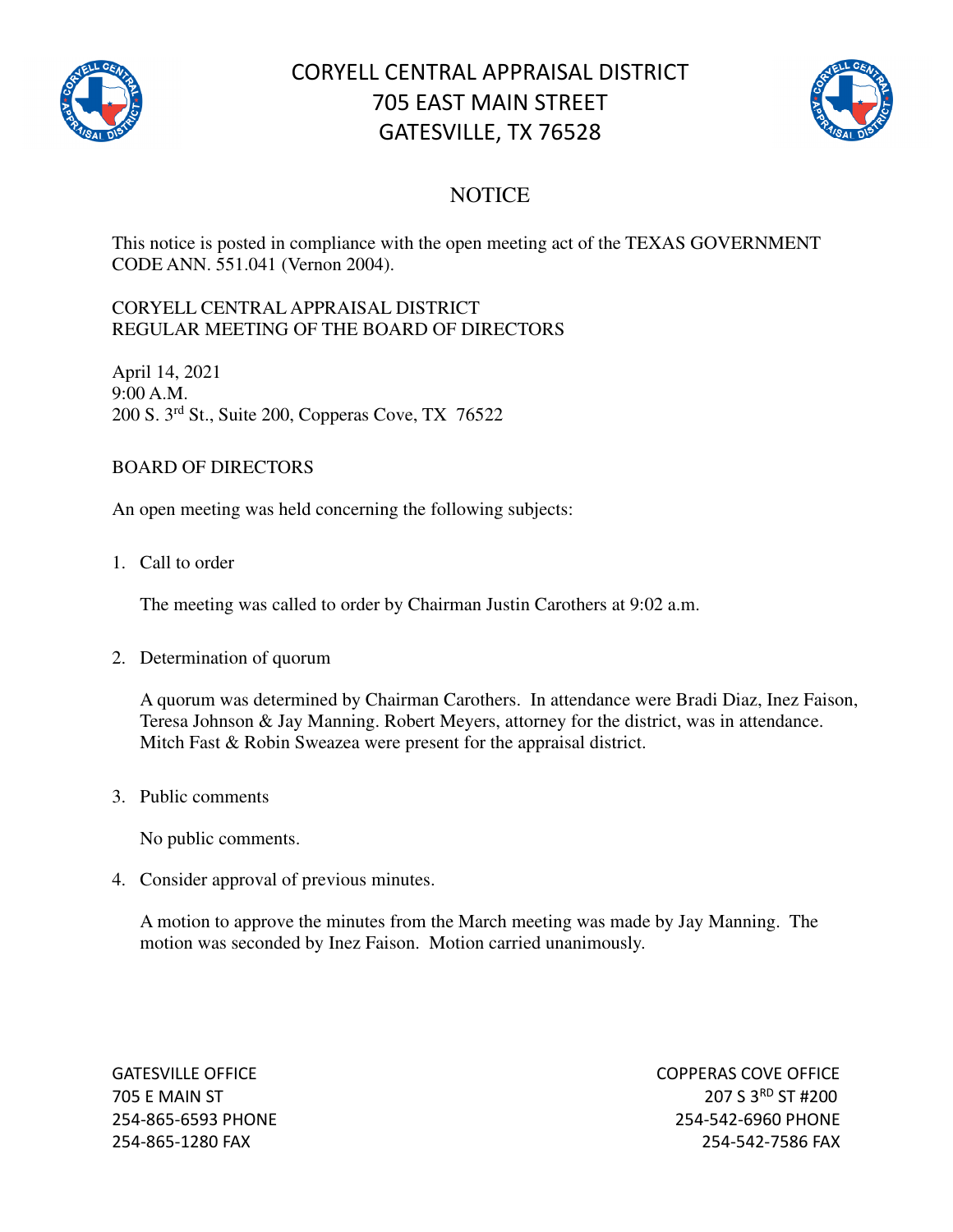# CORYELL CENTRAL APPRAISAL DISTRICT
## 705 EAST MAIN STREET
## GATESVILLE, TX 76528

## NOTICE

This notice is posted in compliance with the open meeting act of the TEXAS GOVERNMENT CODE ANN. 551.041 (Vernon 2004).

CORYELL CENTRAL APPRAISAL DISTRICT
REGULAR MEETING OF THE BOARD OF DIRECTORS

April 14, 2021
9:00 A.M.
200 S. 3rd St., Suite 200, Copperas Cove, TX 76522

BOARD OF DIRECTORS

An open meeting was held concerning the following subjects:

1. Call to order

   The meeting was called to order by Chairman Justin Carothers at 9:02 a.m.

2. Determination of quorum

   A quorum was determined by Chairman Carothers. In attendance were Bradi Diaz, Inez Faison, Teresa Johnson & Jay Manning. Robert Meyers, attorney for the district, was in attendance. Mitch Fast & Robin Sweazea were present for the appraisal district.

3. Public comments

   No public comments.

4. Consider approval of previous minutes.

   A motion to approve the minutes from the March meeting was made by Jay Manning. The motion was seconded by Inez Faison. Motion carried unanimously.

GATESVILLE OFFICE
705 E MAIN ST
254-865-6593 PHONE
254-865-1280 FAX

COPPERAS COVE OFFICE
207 S 3RD ST #200
254-542-6960 PHONE
254-542-7586 FAX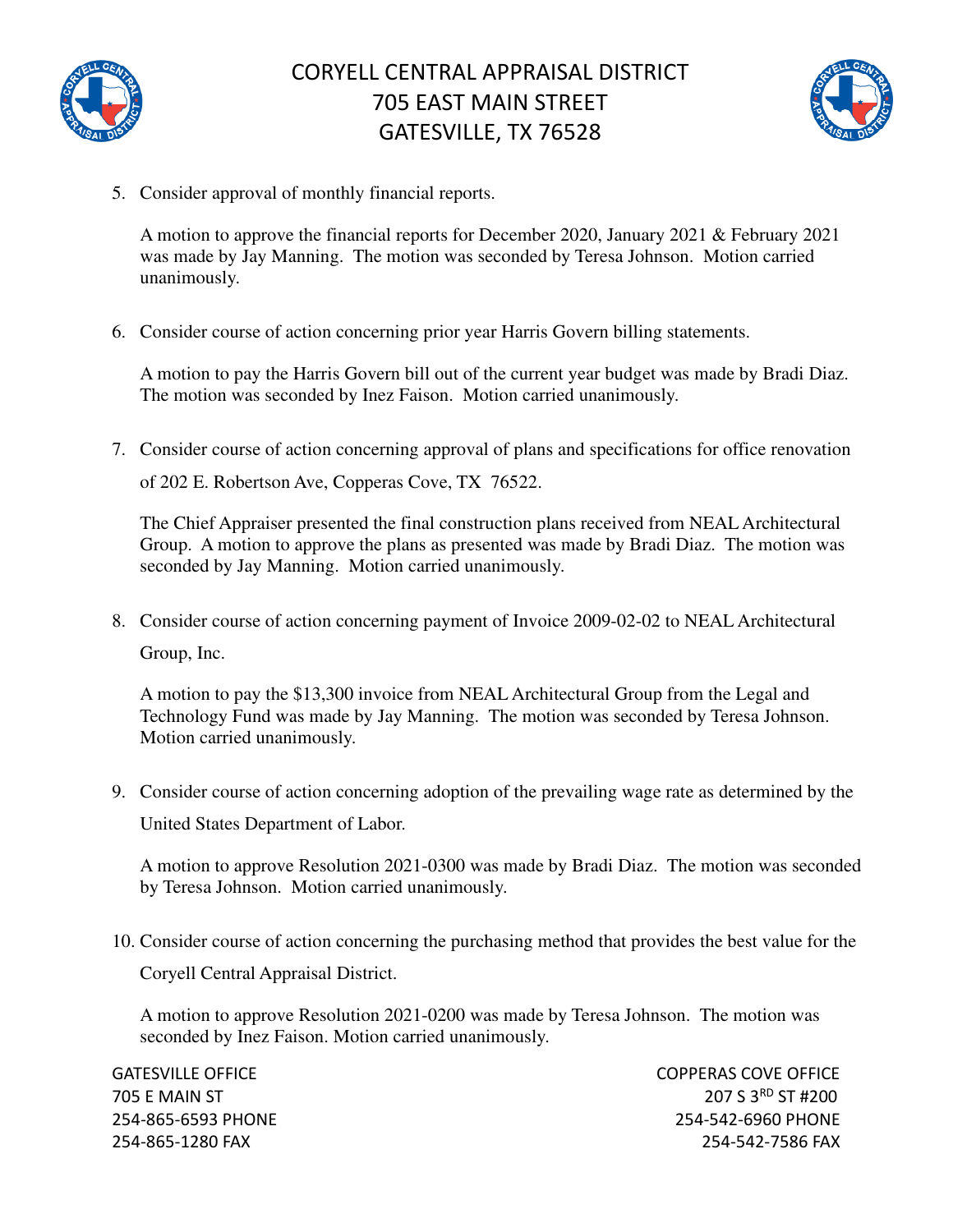5. Consider approval of monthly financial reports.

   A motion to approve the financial reports for December 2020, January 2021 & February 2021 was made by Jay Manning. The motion was seconded by Teresa Johnson. Motion carried unanimously.

6. Consider course of action concerning prior year Harris Govern billing statements.

   A motion to pay the Harris Govern bill out of the current year budget was made by Bradi Diaz. The motion was seconded by Inez Faison. Motion carried unanimously.

7. Consider course of action concerning approval of plans and specifications for office renovation of 202 E. Robertson Ave, Copperas Cove, TX 76522.

   The Chief Appraiser presented the final construction plans received from NEAL Architectural Group. A motion to approve the plans as presented was made by Bradi Diaz. The motion was seconded by Jay Manning. Motion carried unanimously.

8. Consider course of action concerning payment of Invoice 2009-02-02 to NEAL Architectural Group, Inc.

   A motion to pay the $13,300 invoice from NEAL Architectural Group from the Legal and Technology Fund was made by Jay Manning. The motion was seconded by Teresa Johnson. Motion carried unanimously.

9. Consider course of action concerning adoption of the prevailing wage rate as determined by the United States Department of Labor.

   A motion to approve Resolution 2021-0300 was made by Bradi Diaz. The motion was seconded by Teresa Johnson. Motion carried unanimously.

10. Consider course of action concerning the purchasing method that provides the best value for the Coryell Central Appraisal District.

    A motion to approve Resolution 2021-0200 was made by Teresa Johnson. The motion was seconded by Inez Faison. Motion carried unanimously.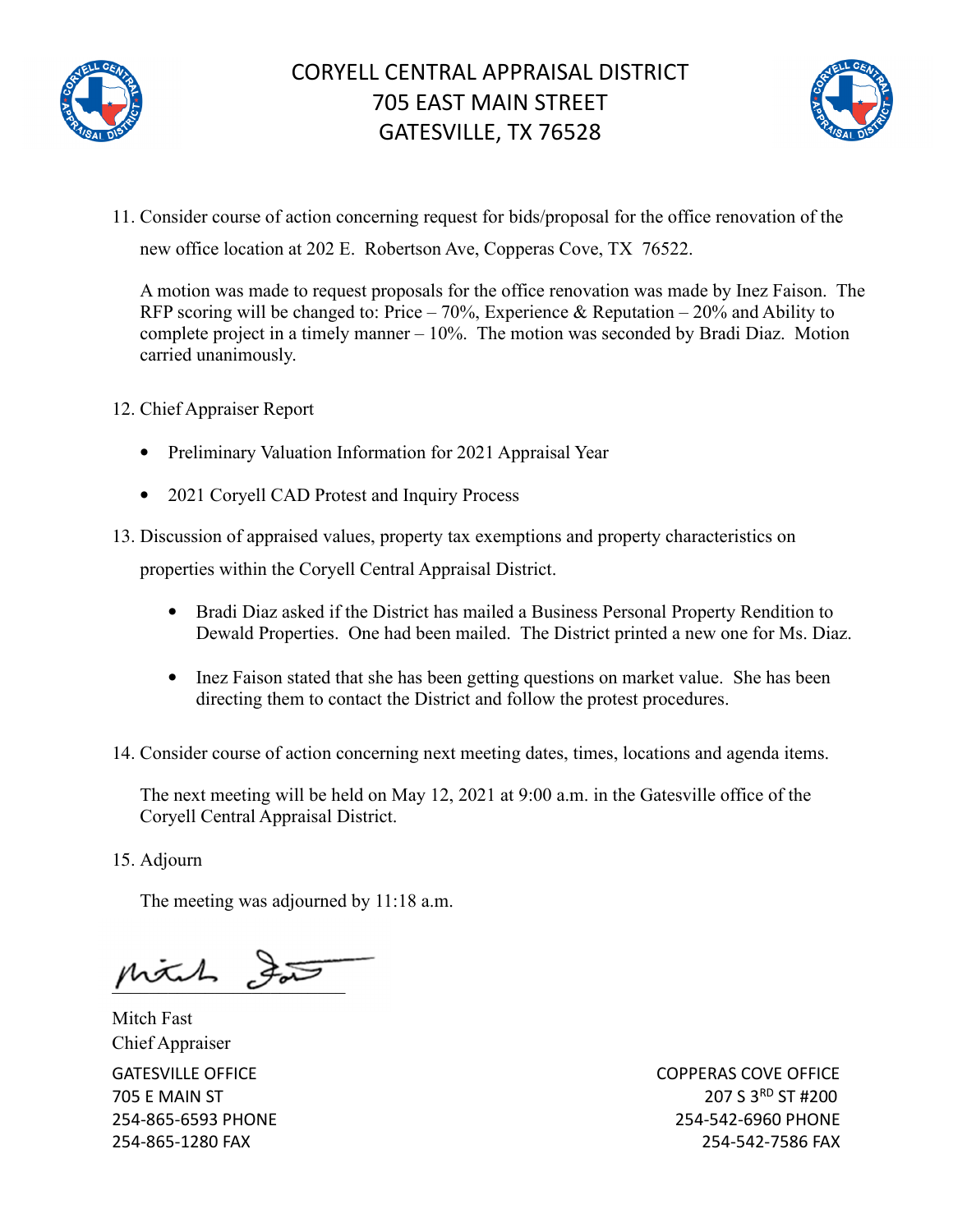11. Consider course of action concerning request for bids/proposal for the office renovation of the new office location at 202 E. Robertson Ave, Copperas Cove, TX 76522.

    A motion was made to request proposals for the office renovation was made by Inez Faison. The RFP scoring will be changed to: Price – 70%, Experience & Reputation – 20% and Ability to complete project in a timely manner – 10%. The motion was seconded by Bradi Diaz. Motion carried unanimously.

12. Chief Appraiser Report

    - Preliminary Valuation Information for 2021 Appraisal Year
    - 2021 Coryell CAD Protest and Inquiry Process

13. Discussion of appraised values, property tax exemptions and property characteristics on properties within the Coryell Central Appraisal District.

    - Bradi Diaz asked if the District has mailed a Business Personal Property Rendition to Dewald Properties. One had been mailed. The District printed a new one for Ms. Diaz.
    - Inez Faison stated that she has been getting questions on market value. She has been directing them to contact the District and follow the protest procedures.

14. Consider course of action concerning next meeting dates, times, locations and agenda items.

    The next meeting will be held on May 12, 2021 at 9:00 a.m. in the Gatesville office of the Coryell Central Appraisal District.

15. Adjourn

    The meeting was adjourned by 11:18 a.m.

Mitch Fast
Chief Appraiser